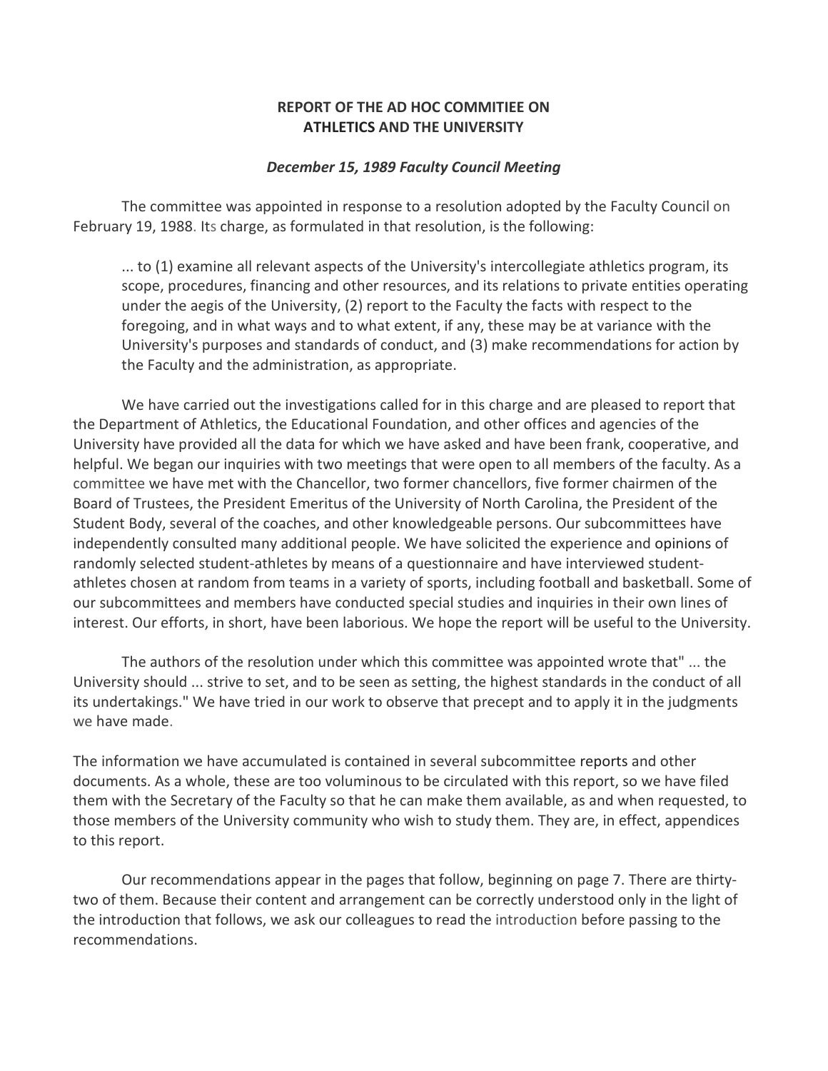# REPORT OF THE AD HOC COMMITIEE ON ATHLETICS AND THE UNIVERSITY

***December 15, 1989 Faculty Council Meeting***

The committee was appointed in response to a resolution adopted by the Faculty Council on February 19, 1988. Its charge, as formulated in that resolution, is the following:

> ... to (1) examine all relevant aspects of the University's intercollegiate athletics program, its scope, procedures, financing and other resources, and its relations to private entities operating under the aegis of the University, (2) report to the Faculty the facts with respect to the foregoing, and in what ways and to what extent, if any, these may be at variance with the University's purposes and standards of conduct, and (3) make recommendations for action by the Faculty and the administration, as appropriate.

We have carried out the investigations called for in this charge and are pleased to report that the Department of Athletics, the Educational Foundation, and other offices and agencies of the University have provided all the data for which we have asked and have been frank, cooperative, and helpful. We began our inquiries with two meetings that were open to all members of the faculty. As a committee we have met with the Chancellor, two former chancellors, five former chairmen of the Board of Trustees, the President Emeritus of the University of North Carolina, the President of the Student Body, several of the coaches, and other knowledgeable persons. Our subcommittees have independently consulted many additional people. We have solicited the experience and opinions of randomly selected student-athletes by means of a questionnaire and have interviewed student-athletes chosen at random from teams in a variety of sports, including football and basketball. Some of our subcommittees and members have conducted special studies and inquiries in their own lines of interest. Our efforts, in short, have been laborious. We hope the report will be useful to the University.

The authors of the resolution under which this committee was appointed wrote that" ... the University should ... strive to set, and to be seen as setting, the highest standards in the conduct of all its undertakings." We have tried in our work to observe that precept and to apply it in the judgments we have made.

The information we have accumulated is contained in several subcommittee reports and other documents. As a whole, these are too voluminous to be circulated with this report, so we have filed them with the Secretary of the Faculty so that he can make them available, as and when requested, to those members of the University community who wish to study them. They are, in effect, appendices to this report.

Our recommendations appear in the pages that follow, beginning on page 7. There are thirty-two of them. Because their content and arrangement can be correctly understood only in the light of the introduction that follows, we ask our colleagues to read the introduction before passing to the recommendations.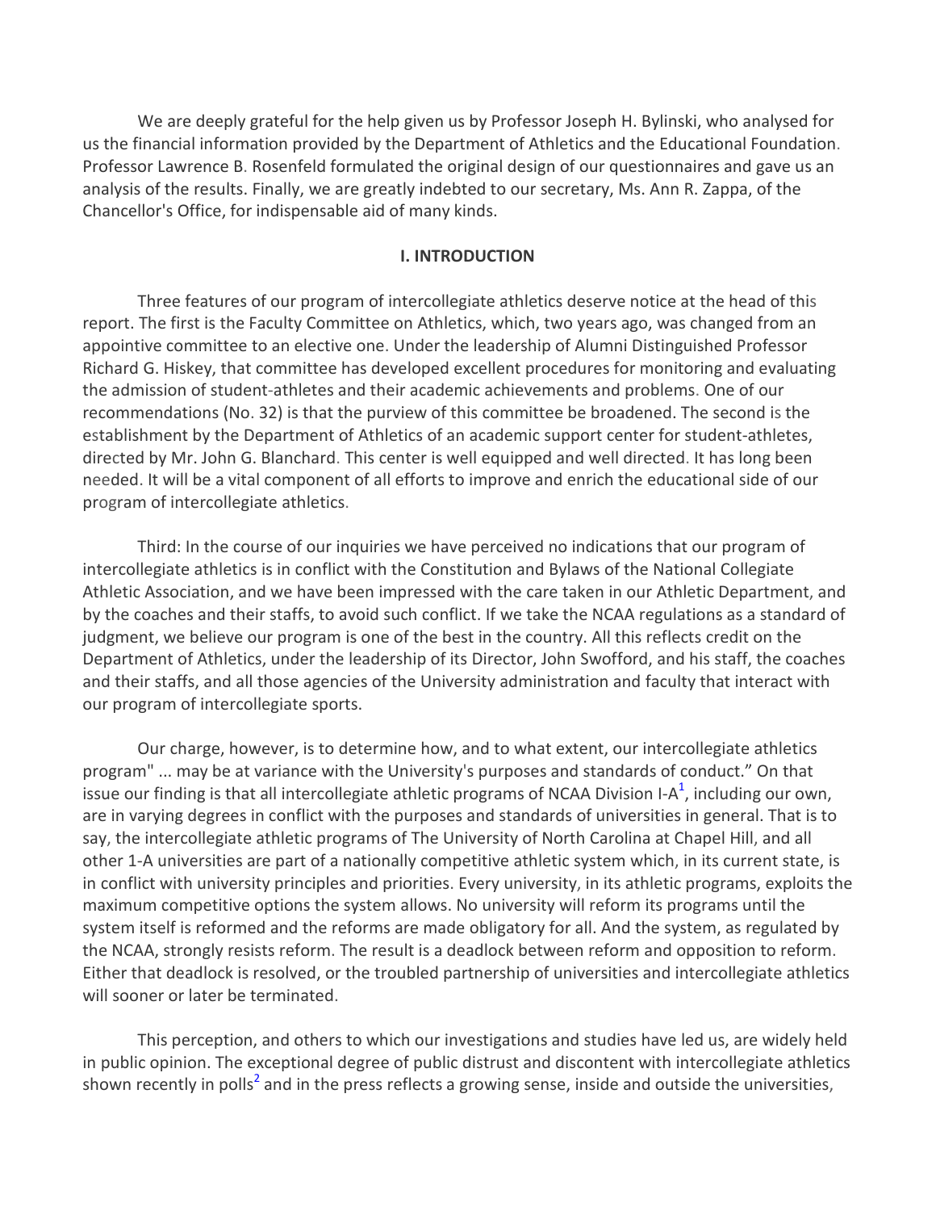We are deeply grateful for the help given us by Professor Joseph H. Bylinski, who analysed for us the financial information provided by the Department of Athletics and the Educational Foundation. Professor Lawrence B. Rosenfeld formulated the original design of our questionnaires and gave us an analysis of the results. Finally, we are greatly indebted to our secretary, Ms. Ann R. Zappa, of the Chancellor's Office, for indispensable aid of many kinds.

## I. INTRODUCTION

Three features of our program of intercollegiate athletics deserve notice at the head of this report. The first is the Faculty Committee on Athletics, which, two years ago, was changed from an appointive committee to an elective one. Under the leadership of Alumni Distinguished Professor Richard G. Hiskey, that committee has developed excellent procedures for monitoring and evaluating the admission of student-athletes and their academic achievements and problems. One of our recommendations (No. 32) is that the purview of this committee be broadened. The second is the establishment by the Department of Athletics of an academic support center for student-athletes, directed by Mr. John G. Blanchard. This center is well equipped and well directed. It has long been needed. It will be a vital component of all efforts to improve and enrich the educational side of our program of intercollegiate athletics.

Third: In the course of our inquiries we have perceived no indications that our program of intercollegiate athletics is in conflict with the Constitution and Bylaws of the National Collegiate Athletic Association, and we have been impressed with the care taken in our Athletic Department, and by the coaches and their staffs, to avoid such conflict. If we take the NCAA regulations as a standard of judgment, we believe our program is one of the best in the country. All this reflects credit on the Department of Athletics, under the leadership of its Director, John Swofford, and his staff, the coaches and their staffs, and all those agencies of the University administration and faculty that interact with our program of intercollegiate sports.

Our charge, however, is to determine how, and to what extent, our intercollegiate athletics program" ... may be at variance with the University's purposes and standards of conduct." On that issue our finding is that all intercollegiate athletic programs of NCAA Division I-A[1], including our own, are in varying degrees in conflict with the purposes and standards of universities in general. That is to say, the intercollegiate athletic programs of The University of North Carolina at Chapel Hill, and all other 1-A universities are part of a nationally competitive athletic system which, in its current state, is in conflict with university principles and priorities. Every university, in its athletic programs, exploits the maximum competitive options the system allows. No university will reform its programs until the system itself is reformed and the reforms are made obligatory for all. And the system, as regulated by the NCAA, strongly resists reform. The result is a deadlock between reform and opposition to reform. Either that deadlock is resolved, or the troubled partnership of universities and intercollegiate athletics will sooner or later be terminated.

This perception, and others to which our investigations and studies have led us, are widely held in public opinion. The exceptional degree of public distrust and discontent with intercollegiate athletics shown recently in polls[2] and in the press reflects a growing sense, inside and outside the universities,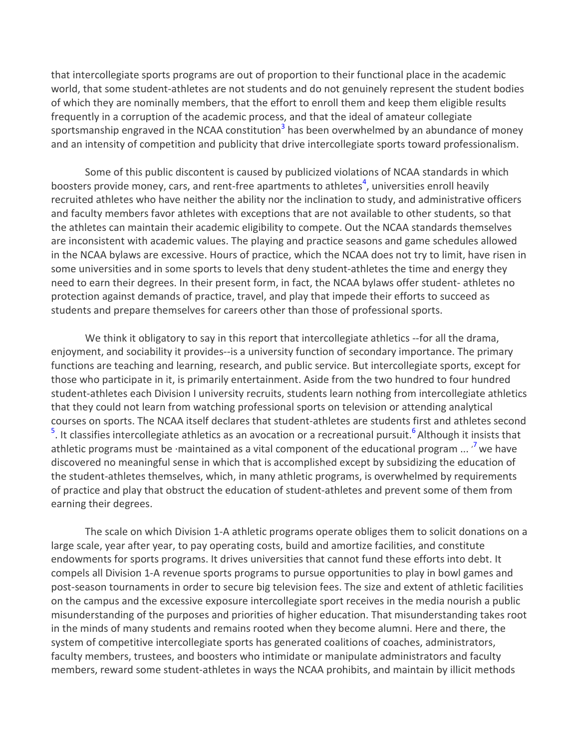that intercollegiate sports programs are out of proportion to their functional place in the academic world, that some student-athletes are not students and do not genuinely represent the student bodies of which they are nominally members, that the effort to enroll them and keep them eligible results frequently in a corruption of the academic process, and that the ideal of amateur collegiate sportsmanship engraved in the NCAA constitution[3] has been overwhelmed by an abundance of money and an intensity of competition and publicity that drive intercollegiate sports toward professionalism.

Some of this public discontent is caused by publicized violations of NCAA standards in which boosters provide money, cars, and rent-free apartments to athletes[4], universities enroll heavily recruited athletes who have neither the ability nor the inclination to study, and administrative officers and faculty members favor athletes with exceptions that are not available to other students, so that the athletes can maintain their academic eligibility to compete. Out the NCAA standards themselves are inconsistent with academic values. The playing and practice seasons and game schedules allowed in the NCAA bylaws are excessive. Hours of practice, which the NCAA does not try to limit, have risen in some universities and in some sports to levels that deny student-athletes the time and energy they need to earn their degrees. In their present form, in fact, the NCAA bylaws offer student- athletes no protection against demands of practice, travel, and play that impede their efforts to succeed as students and prepare themselves for careers other than those of professional sports.

We think it obligatory to say in this report that intercollegiate athletics --for all the drama, enjoyment, and sociability it provides--is a university function of secondary importance. The primary functions are teaching and learning, research, and public service. But intercollegiate sports, except for those who participate in it, is primarily entertainment. Aside from the two hundred to four hundred student-athletes each Division I university recruits, students learn nothing from intercollegiate athletics that they could not learn from watching professional sports on television or attending analytical courses on sports. The NCAA itself declares that student-athletes are students first and athletes second [5]. It classifies intercollegiate athletics as an avocation or a recreational pursuit.[6] Although it insists that athletic programs must be ·maintained as a vital component of the educational program ... '[7] we have discovered no meaningful sense in which that is accomplished except by subsidizing the education of the student-athletes themselves, which, in many athletic programs, is overwhelmed by requirements of practice and play that obstruct the education of student-athletes and prevent some of them from earning their degrees.

The scale on which Division 1-A athletic programs operate obliges them to solicit donations on a large scale, year after year, to pay operating costs, build and amortize facilities, and constitute endowments for sports programs. It drives universities that cannot fund these efforts into debt. It compels all Division 1-A revenue sports programs to pursue opportunities to play in bowl games and post-season tournaments in order to secure big television fees. The size and extent of athletic facilities on the campus and the excessive exposure intercollegiate sport receives in the media nourish a public misunderstanding of the purposes and priorities of higher education. That misunderstanding takes root in the minds of many students and remains rooted when they become alumni. Here and there, the system of competitive intercollegiate sports has generated coalitions of coaches, administrators, faculty members, trustees, and boosters who intimidate or manipulate administrators and faculty members, reward some student-athletes in ways the NCAA prohibits, and maintain by illicit methods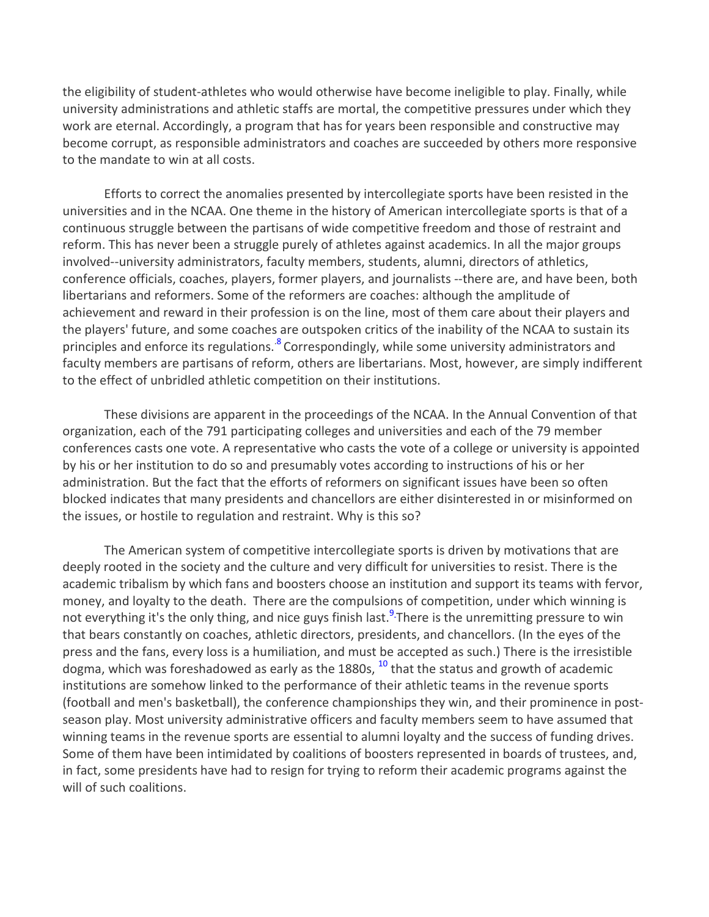the eligibility of student-athletes who would otherwise have become ineligible to play. Finally, while university administrations and athletic staffs are mortal, the competitive pressures under which they work are eternal. Accordingly, a program that has for years been responsible and constructive may become corrupt, as responsible administrators and coaches are succeeded by others more responsive to the mandate to win at all costs.

Efforts to correct the anomalies presented by intercollegiate sports have been resisted in the universities and in the NCAA. One theme in the history of American intercollegiate sports is that of a continuous struggle between the partisans of wide competitive freedom and those of restraint and reform. This has never been a struggle purely of athletes against academics. In all the major groups involved--university administrators, faculty members, students, alumni, directors of athletics, conference officials, coaches, players, former players, and journalists --there are, and have been, both libertarians and reformers. Some of the reformers are coaches: although the amplitude of achievement and reward in their profession is on the line, most of them care about their players and the players' future, and some coaches are outspoken critics of the inability of the NCAA to sustain its principles and enforce its regulations.[8] Correspondingly, while some university administrators and faculty members are partisans of reform, others are libertarians. Most, however, are simply indifferent to the effect of unbridled athletic competition on their institutions.

These divisions are apparent in the proceedings of the NCAA. In the Annual Convention of that organization, each of the 791 participating colleges and universities and each of the 79 member conferences casts one vote. A representative who casts the vote of a college or university is appointed by his or her institution to do so and presumably votes according to instructions of his or her administration. But the fact that the efforts of reformers on significant issues have been so often blocked indicates that many presidents and chancellors are either disinterested in or misinformed on the issues, or hostile to regulation and restraint. Why is this so?

The American system of competitive intercollegiate sports is driven by motivations that are deeply rooted in the society and the culture and very difficult for universities to resist. There is the academic tribalism by which fans and boosters choose an institution and support its teams with fervor, money, and loyalty to the death. There are the compulsions of competition, under which winning is not everything it's the only thing, and nice guys finish last.[9] There is the unremitting pressure to win that bears constantly on coaches, athletic directors, presidents, and chancellors. (In the eyes of the press and the fans, every loss is a humiliation, and must be accepted as such.) There is the irresistible dogma, which was foreshadowed as early as the 1880s,[10] that the status and growth of academic institutions are somehow linked to the performance of their athletic teams in the revenue sports (football and men's basketball), the conference championships they win, and their prominence in post-season play. Most university administrative officers and faculty members seem to have assumed that winning teams in the revenue sports are essential to alumni loyalty and the success of funding drives. Some of them have been intimidated by coalitions of boosters represented in boards of trustees, and, in fact, some presidents have had to resign for trying to reform their academic programs against the will of such coalitions.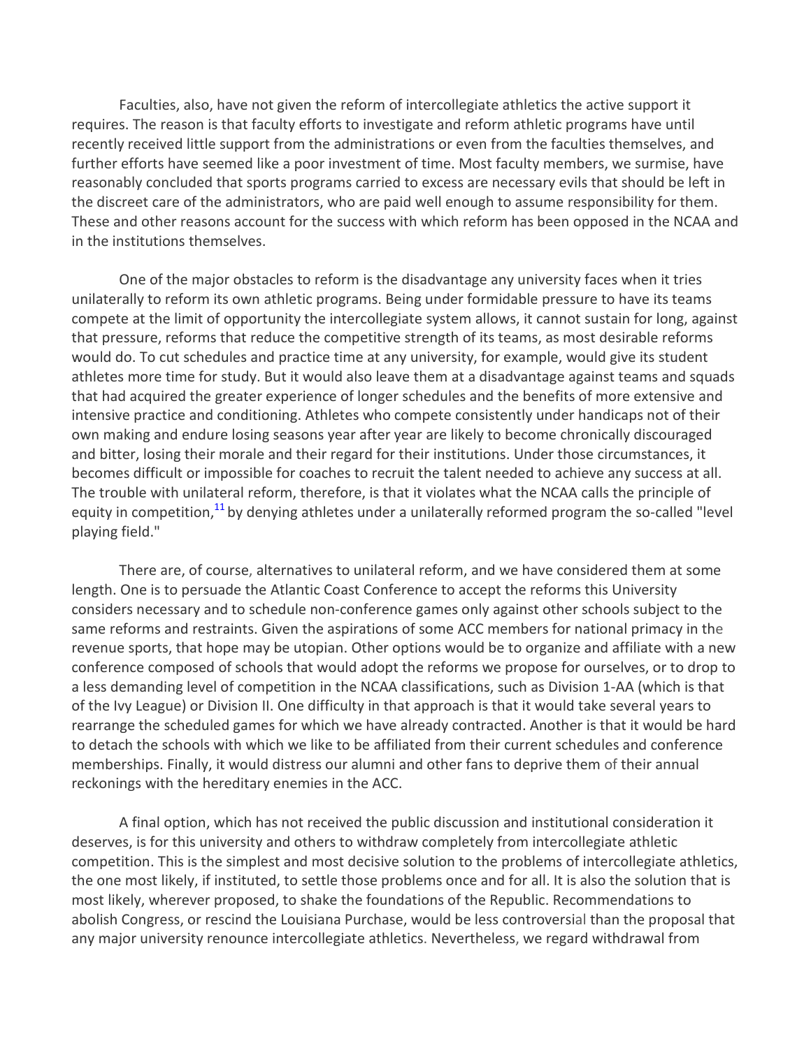Faculties, also, have not given the reform of intercollegiate athletics the active support it requires. The reason is that faculty efforts to investigate and reform athletic programs have until recently received little support from the administrations or even from the faculties themselves, and further efforts have seemed like a poor investment of time. Most faculty members, we surmise, have reasonably concluded that sports programs carried to excess are necessary evils that should be left in the discreet care of the administrators, who are paid well enough to assume responsibility for them. These and other reasons account for the success with which reform has been opposed in the NCAA and in the institutions themselves.

One of the major obstacles to reform is the disadvantage any university faces when it tries unilaterally to reform its own athletic programs. Being under formidable pressure to have its teams compete at the limit of opportunity the intercollegiate system allows, it cannot sustain for long, against that pressure, reforms that reduce the competitive strength of its teams, as most desirable reforms would do. To cut schedules and practice time at any university, for example, would give its student athletes more time for study. But it would also leave them at a disadvantage against teams and squads that had acquired the greater experience of longer schedules and the benefits of more extensive and intensive practice and conditioning. Athletes who compete consistently under handicaps not of their own making and endure losing seasons year after year are likely to become chronically discouraged and bitter, losing their morale and their regard for their institutions. Under those circumstances, it becomes difficult or impossible for coaches to recruit the talent needed to achieve any success at all. The trouble with unilateral reform, therefore, is that it violates what the NCAA calls the principle of equity in competition,[11] by denying athletes under a unilaterally reformed program the so-called "level playing field."

There are, of course, alternatives to unilateral reform, and we have considered them at some length. One is to persuade the Atlantic Coast Conference to accept the reforms this University considers necessary and to schedule non-conference games only against other schools subject to the same reforms and restraints. Given the aspirations of some ACC members for national primacy in the revenue sports, that hope may be utopian. Other options would be to organize and affiliate with a new conference composed of schools that would adopt the reforms we propose for ourselves, or to drop to a less demanding level of competition in the NCAA classifications, such as Division 1-AA (which is that of the Ivy League) or Division II. One difficulty in that approach is that it would take several years to rearrange the scheduled games for which we have already contracted. Another is that it would be hard to detach the schools with which we like to be affiliated from their current schedules and conference memberships. Finally, it would distress our alumni and other fans to deprive them of their annual reckonings with the hereditary enemies in the ACC.

A final option, which has not received the public discussion and institutional consideration it deserves, is for this university and others to withdraw completely from intercollegiate athletic competition. This is the simplest and most decisive solution to the problems of intercollegiate athletics, the one most likely, if instituted, to settle those problems once and for all. It is also the solution that is most likely, wherever proposed, to shake the foundations of the Republic. Recommendations to abolish Congress, or rescind the Louisiana Purchase, would be less controversial than the proposal that any major university renounce intercollegiate athletics. Nevertheless, we regard withdrawal from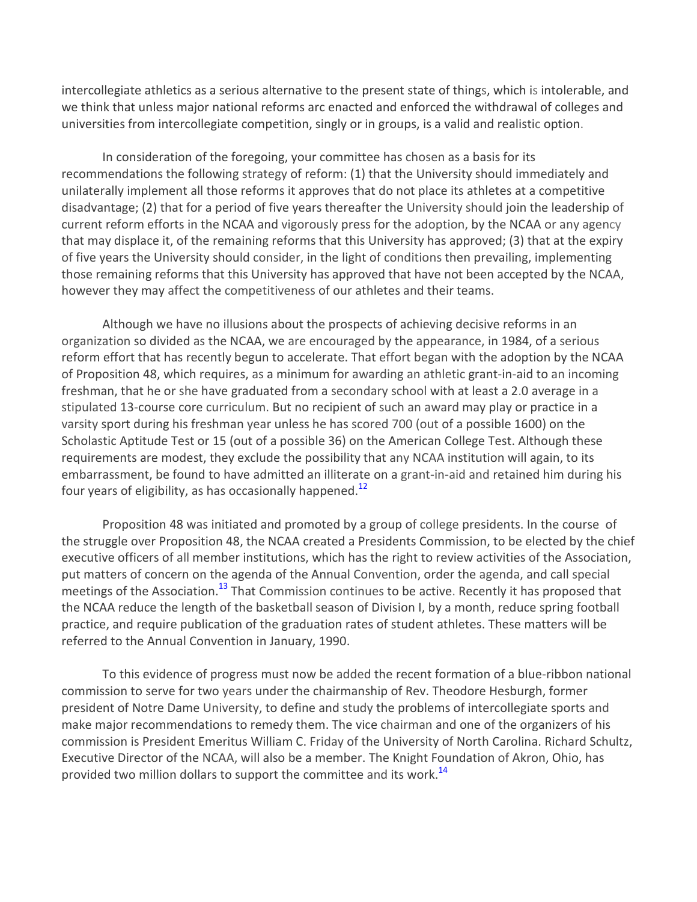intercollegiate athletics as a serious alternative to the present state of things, which is intolerable, and we think that unless major national reforms arc enacted and enforced the withdrawal of colleges and universities from intercollegiate competition, singly or in groups, is a valid and realistic option.

In consideration of the foregoing, your committee has chosen as a basis for its recommendations the following strategy of reform: (1) that the University should immediately and unilaterally implement all those reforms it approves that do not place its athletes at a competitive disadvantage; (2) that for a period of five years thereafter the University should join the leadership of current reform efforts in the NCAA and vigorously press for the adoption, by the NCAA or any agency that may displace it, of the remaining reforms that this University has approved; (3) that at the expiry of five years the University should consider, in the light of conditions then prevailing, implementing those remaining reforms that this University has approved that have not been accepted by the NCAA, however they may affect the competitiveness of our athletes and their teams.

Although we have no illusions about the prospects of achieving decisive reforms in an organization so divided as the NCAA, we are encouraged by the appearance, in 1984, of a serious reform effort that has recently begun to accelerate. That effort began with the adoption by the NCAA of Proposition 48, which requires, as a minimum for awarding an athletic grant-in-aid to an incoming freshman, that he or she have graduated from a secondary school with at least a 2.0 average in a stipulated 13-course core curriculum. But no recipient of such an award may play or practice in a varsity sport during his freshman year unless he has scored 700 (out of a possible 1600) on the Scholastic Aptitude Test or 15 (out of a possible 36) on the American College Test. Although these requirements are modest, they exclude the possibility that any NCAA institution will again, to its embarrassment, be found to have admitted an illiterate on a grant-in-aid and retained him during his four years of eligibility, as has occasionally happened.[12]

Proposition 48 was initiated and promoted by a group of college presidents. In the course of the struggle over Proposition 48, the NCAA created a Presidents Commission, to be elected by the chief executive officers of all member institutions, which has the right to review activities of the Association, put matters of concern on the agenda of the Annual Convention, order the agenda, and call special meetings of the Association.[13] That Commission continues to be active. Recently it has proposed that the NCAA reduce the length of the basketball season of Division I, by a month, reduce spring football practice, and require publication of the graduation rates of student athletes. These matters will be referred to the Annual Convention in January, 1990.

To this evidence of progress must now be added the recent formation of a blue-ribbon national commission to serve for two years under the chairmanship of Rev. Theodore Hesburgh, former president of Notre Dame University, to define and study the problems of intercollegiate sports and make major recommendations to remedy them. The vice chairman and one of the organizers of his commission is President Emeritus William C. Friday of the University of North Carolina. Richard Schultz, Executive Director of the NCAA, will also be a member. The Knight Foundation of Akron, Ohio, has provided two million dollars to support the committee and its work.[14]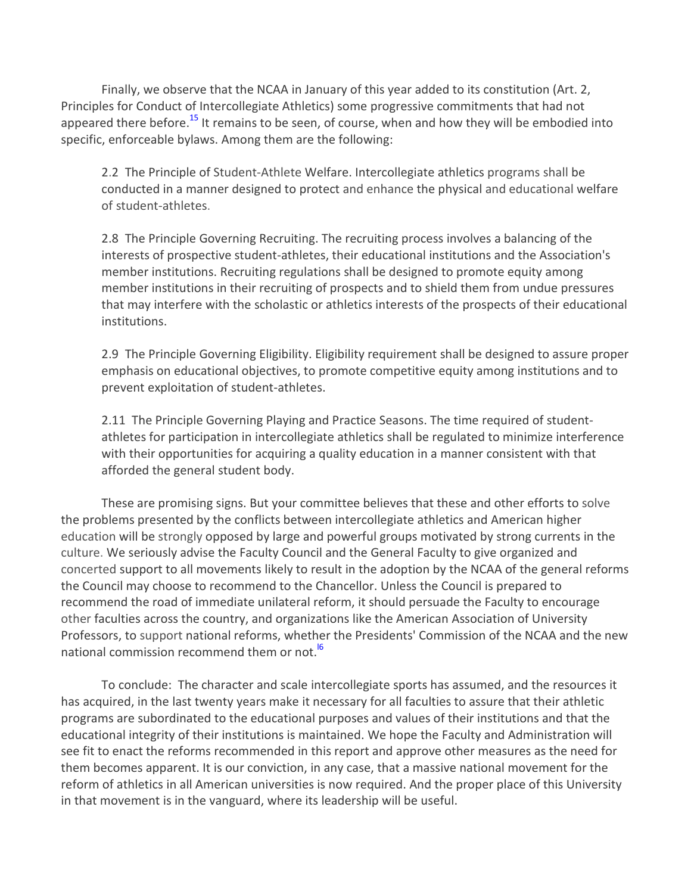Finally, we observe that the NCAA in January of this year added to its constitution (Art. 2, Principles for Conduct of Intercollegiate Athletics) some progressive commitments that had not appeared there before.[15] It remains to be seen, of course, when and how they will be embodied into specific, enforceable bylaws. Among them are the following:

> 2.2 The Principle of Student-Athlete Welfare. Intercollegiate athletics programs shall be conducted in a manner designed to protect and enhance the physical and educational welfare of student-athletes.
>
> 2.8 The Principle Governing Recruiting. The recruiting process involves a balancing of the interests of prospective student-athletes, their educational institutions and the Association's member institutions. Recruiting regulations shall be designed to promote equity among member institutions in their recruiting of prospects and to shield them from undue pressures that may interfere with the scholastic or athletics interests of the prospects of their educational institutions.
>
> 2.9 The Principle Governing Eligibility. Eligibility requirement shall be designed to assure proper emphasis on educational objectives, to promote competitive equity among institutions and to prevent exploitation of student-athletes.
>
> 2.11 The Principle Governing Playing and Practice Seasons. The time required of student-athletes for participation in intercollegiate athletics shall be regulated to minimize interference with their opportunities for acquiring a quality education in a manner consistent with that afforded the general student body.

These are promising signs. But your committee believes that these and other efforts to solve the problems presented by the conflicts between intercollegiate athletics and American higher education will be strongly opposed by large and powerful groups motivated by strong currents in the culture. We seriously advise the Faculty Council and the General Faculty to give organized and concerted support to all movements likely to result in the adoption by the NCAA of the general reforms the Council may choose to recommend to the Chancellor. Unless the Council is prepared to recommend the road of immediate unilateral reform, it should persuade the Faculty to encourage other faculties across the country, and organizations like the American Association of University Professors, to support national reforms, whether the Presidents' Commission of the NCAA and the new national commission recommend them or not.[16]

To conclude: The character and scale intercollegiate sports has assumed, and the resources it has acquired, in the last twenty years make it necessary for all faculties to assure that their athletic programs are subordinated to the educational purposes and values of their institutions and that the educational integrity of their institutions is maintained. We hope the Faculty and Administration will see fit to enact the reforms recommended in this report and approve other measures as the need for them becomes apparent. It is our conviction, in any case, that a massive national movement for the reform of athletics in all American universities is now required. And the proper place of this University in that movement is in the vanguard, where its leadership will be useful.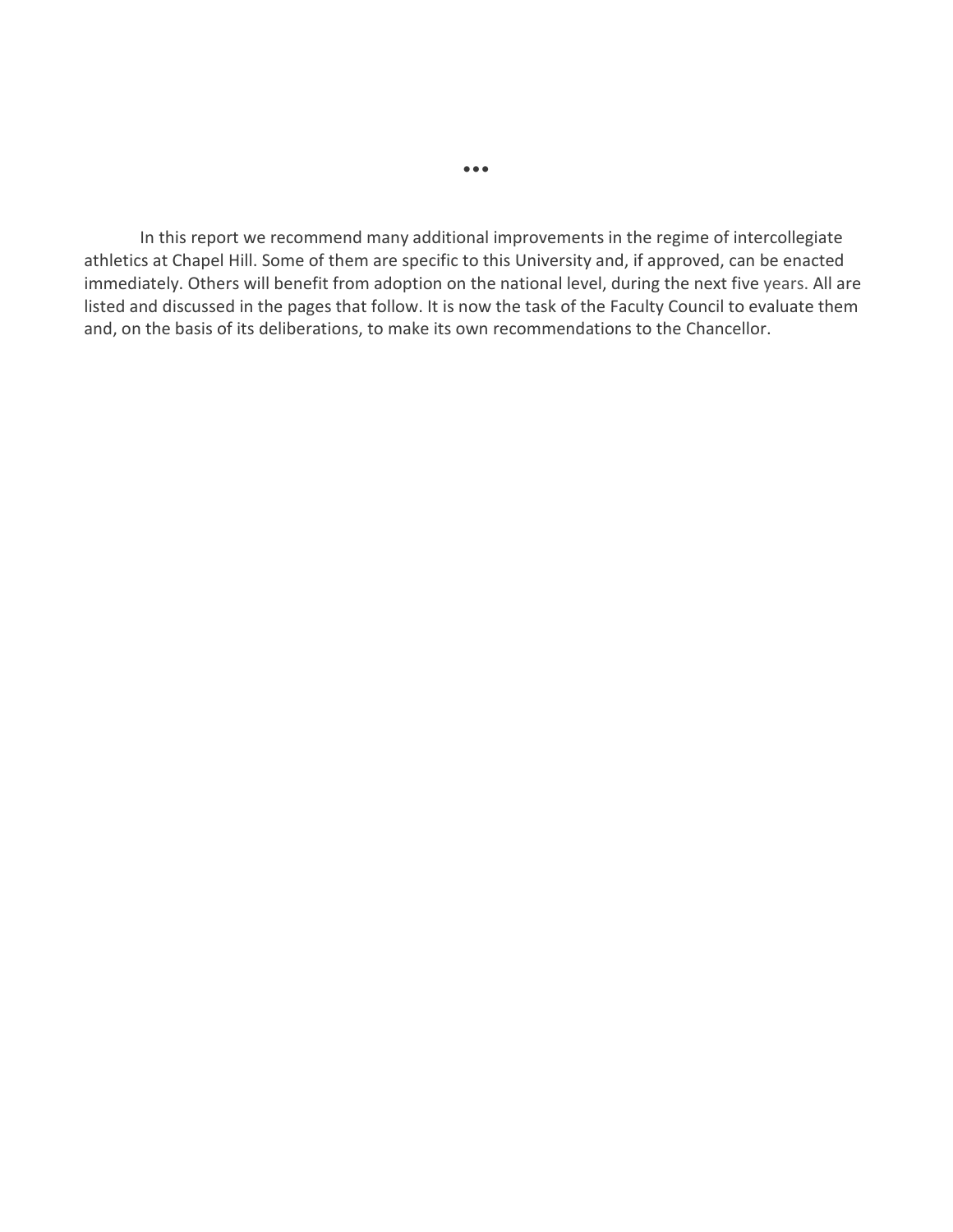•••

In this report we recommend many additional improvements in the regime of intercollegiate athletics at Chapel Hill. Some of them are specific to this University and, if approved, can be enacted immediately. Others will benefit from adoption on the national level, during the next five years. All are listed and discussed in the pages that follow. It is now the task of the Faculty Council to evaluate them and, on the basis of its deliberations, to make its own recommendations to the Chancellor.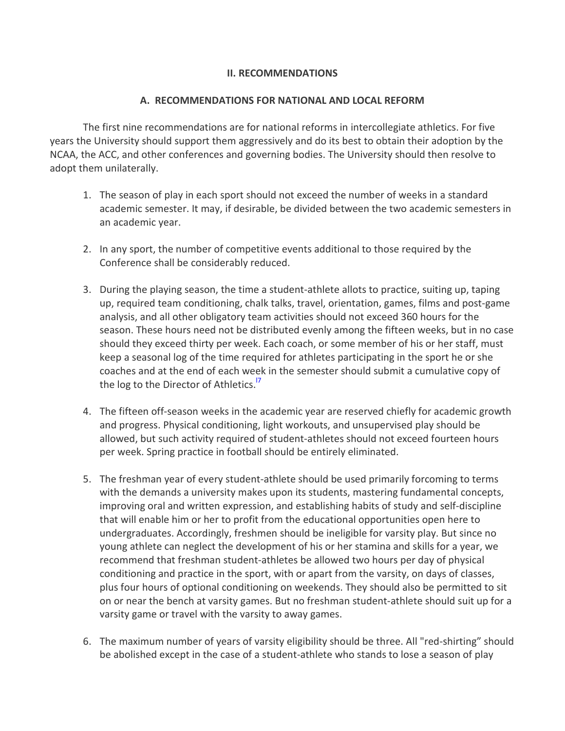## II. RECOMMENDATIONS

### A. RECOMMENDATIONS FOR NATIONAL AND LOCAL REFORM

The first nine recommendations are for national reforms in intercollegiate athletics. For five years the University should support them aggressively and do its best to obtain their adoption by the NCAA, the ACC, and other conferences and governing bodies. The University should then resolve to adopt them unilaterally.

1. The season of play in each sport should not exceed the number of weeks in a standard academic semester. It may, if desirable, be divided between the two academic semesters in an academic year.

2. In any sport, the number of competitive events additional to those required by the Conference shall be considerably reduced.

3. During the playing season, the time a student-athlete allots to practice, suiting up, taping up, required team conditioning, chalk talks, travel, orientation, games, films and post-game analysis, and all other obligatory team activities should not exceed 360 hours for the season. These hours need not be distributed evenly among the fifteen weeks, but in no case should they exceed thirty per week. Each coach, or some member of his or her staff, must keep a seasonal log of the time required for athletes participating in the sport he or she coaches and at the end of each week in the semester should submit a cumulative copy of the log to the Director of Athletics.[7]

4. The fifteen off-season weeks in the academic year are reserved chiefly for academic growth and progress. Physical conditioning, light workouts, and unsupervised play should be allowed, but such activity required of student-athletes should not exceed fourteen hours per week. Spring practice in football should be entirely eliminated.

5. The freshman year of every student-athlete should be used primarily forcoming to terms with the demands a university makes upon its students, mastering fundamental concepts, improving oral and written expression, and establishing habits of study and self-discipline that will enable him or her to profit from the educational opportunities open here to undergraduates. Accordingly, freshmen should be ineligible for varsity play. But since no young athlete can neglect the development of his or her stamina and skills for a year, we recommend that freshman student-athletes be allowed two hours per day of physical conditioning and practice in the sport, with or apart from the varsity, on days of classes, plus four hours of optional conditioning on weekends. They should also be permitted to sit on or near the bench at varsity games. But no freshman student-athlete should suit up for a varsity game or travel with the varsity to away games.

6. The maximum number of years of varsity eligibility should be three. All "red-shirting" should be abolished except in the case of a student-athlete who stands to lose a season of play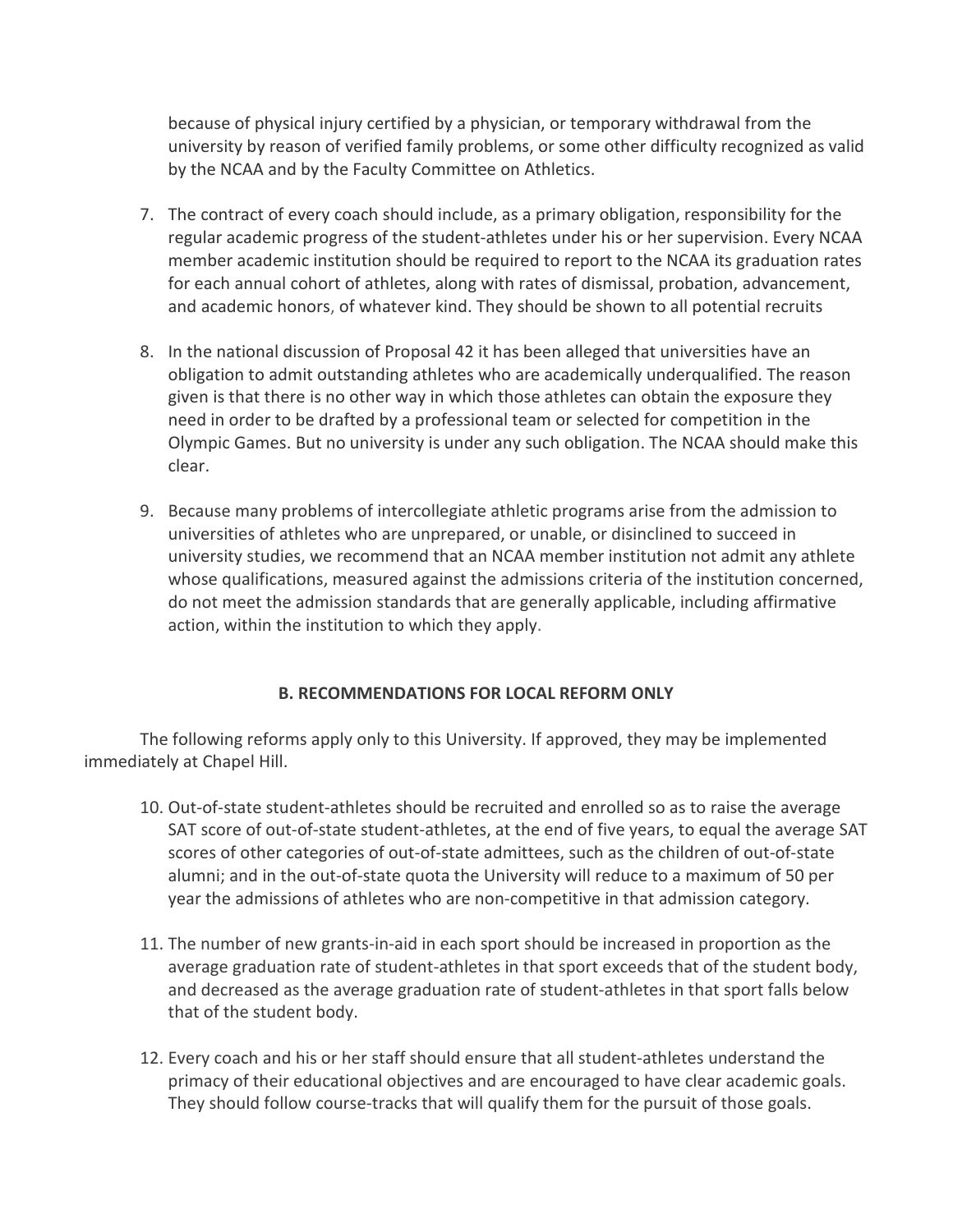because of physical injury certified by a physician, or temporary withdrawal from the university by reason of verified family problems, or some other difficulty recognized as valid by the NCAA and by the Faculty Committee on Athletics.

7. The contract of every coach should include, as a primary obligation, responsibility for the regular academic progress of the student-athletes under his or her supervision. Every NCAA member academic institution should be required to report to the NCAA its graduation rates for each annual cohort of athletes, along with rates of dismissal, probation, advancement, and academic honors, of whatever kind. They should be shown to all potential recruits

8. In the national discussion of Proposal 42 it has been alleged that universities have an obligation to admit outstanding athletes who are academically underqualified. The reason given is that there is no other way in which those athletes can obtain the exposure they need in order to be drafted by a professional team or selected for competition in the Olympic Games. But no university is under any such obligation. The NCAA should make this clear.

9. Because many problems of intercollegiate athletic programs arise from the admission to universities of athletes who are unprepared, or unable, or disinclined to succeed in university studies, we recommend that an NCAA member institution not admit any athlete whose qualifications, measured against the admissions criteria of the institution concerned, do not meet the admission standards that are generally applicable, including affirmative action, within the institution to which they apply.

## B. RECOMMENDATIONS FOR LOCAL REFORM ONLY

The following reforms apply only to this University. If approved, they may be implemented immediately at Chapel Hill.

10. Out-of-state student-athletes should be recruited and enrolled so as to raise the average SAT score of out-of-state student-athletes, at the end of five years, to equal the average SAT scores of other categories of out-of-state admittees, such as the children of out-of-state alumni; and in the out-of-state quota the University will reduce to a maximum of 50 per year the admissions of athletes who are non-competitive in that admission category.

11. The number of new grants-in-aid in each sport should be increased in proportion as the average graduation rate of student-athletes in that sport exceeds that of the student body, and decreased as the average graduation rate of student-athletes in that sport falls below that of the student body.

12. Every coach and his or her staff should ensure that all student-athletes understand the primacy of their educational objectives and are encouraged to have clear academic goals. They should follow course-tracks that will qualify them for the pursuit of those goals.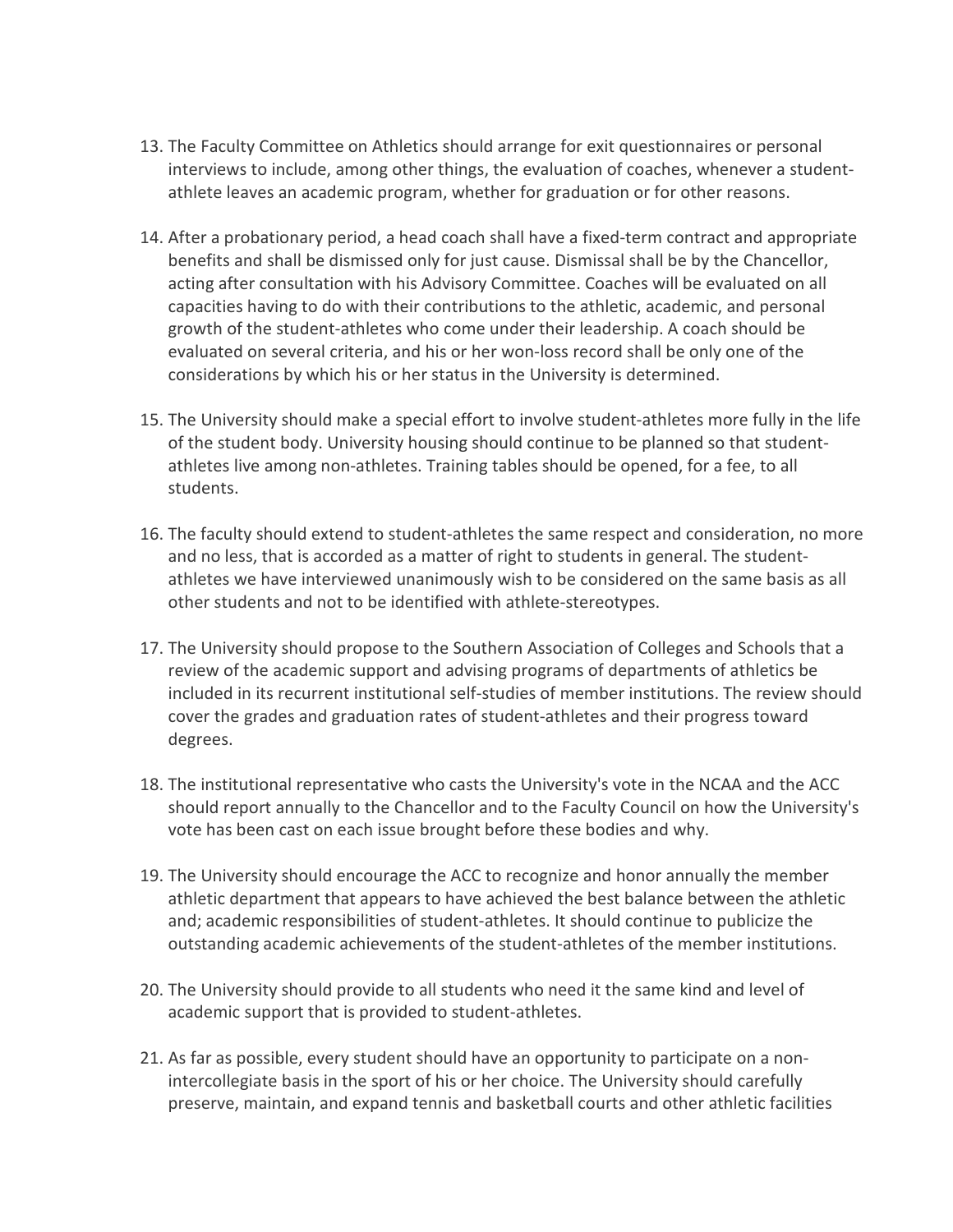13. The Faculty Committee on Athletics should arrange for exit questionnaires or personal interviews to include, among other things, the evaluation of coaches, whenever a student-athlete leaves an academic program, whether for graduation or for other reasons.

14. After a probationary period, a head coach shall have a fixed-term contract and appropriate benefits and shall be dismissed only for just cause. Dismissal shall be by the Chancellor, acting after consultation with his Advisory Committee. Coaches will be evaluated on all capacities having to do with their contributions to the athletic, academic, and personal growth of the student-athletes who come under their leadership. A coach should be evaluated on several criteria, and his or her won-loss record shall be only one of the considerations by which his or her status in the University is determined.

15. The University should make a special effort to involve student-athletes more fully in the life of the student body. University housing should continue to be planned so that student-athletes live among non-athletes. Training tables should be opened, for a fee, to all students.

16. The faculty should extend to student-athletes the same respect and consideration, no more and no less, that is accorded as a matter of right to students in general. The student-athletes we have interviewed unanimously wish to be considered on the same basis as all other students and not to be identified with athlete-stereotypes.

17. The University should propose to the Southern Association of Colleges and Schools that a review of the academic support and advising programs of departments of athletics be included in its recurrent institutional self-studies of member institutions. The review should cover the grades and graduation rates of student-athletes and their progress toward degrees.

18. The institutional representative who casts the University's vote in the NCAA and the ACC should report annually to the Chancellor and to the Faculty Council on how the University's vote has been cast on each issue brought before these bodies and why.

19. The University should encourage the ACC to recognize and honor annually the member athletic department that appears to have achieved the best balance between the athletic and; academic responsibilities of student-athletes. It should continue to publicize the outstanding academic achievements of the student-athletes of the member institutions.

20. The University should provide to all students who need it the same kind and level of academic support that is provided to student-athletes.

21. As far as possible, every student should have an opportunity to participate on a non-intercollegiate basis in the sport of his or her choice. The University should carefully preserve, maintain, and expand tennis and basketball courts and other athletic facilities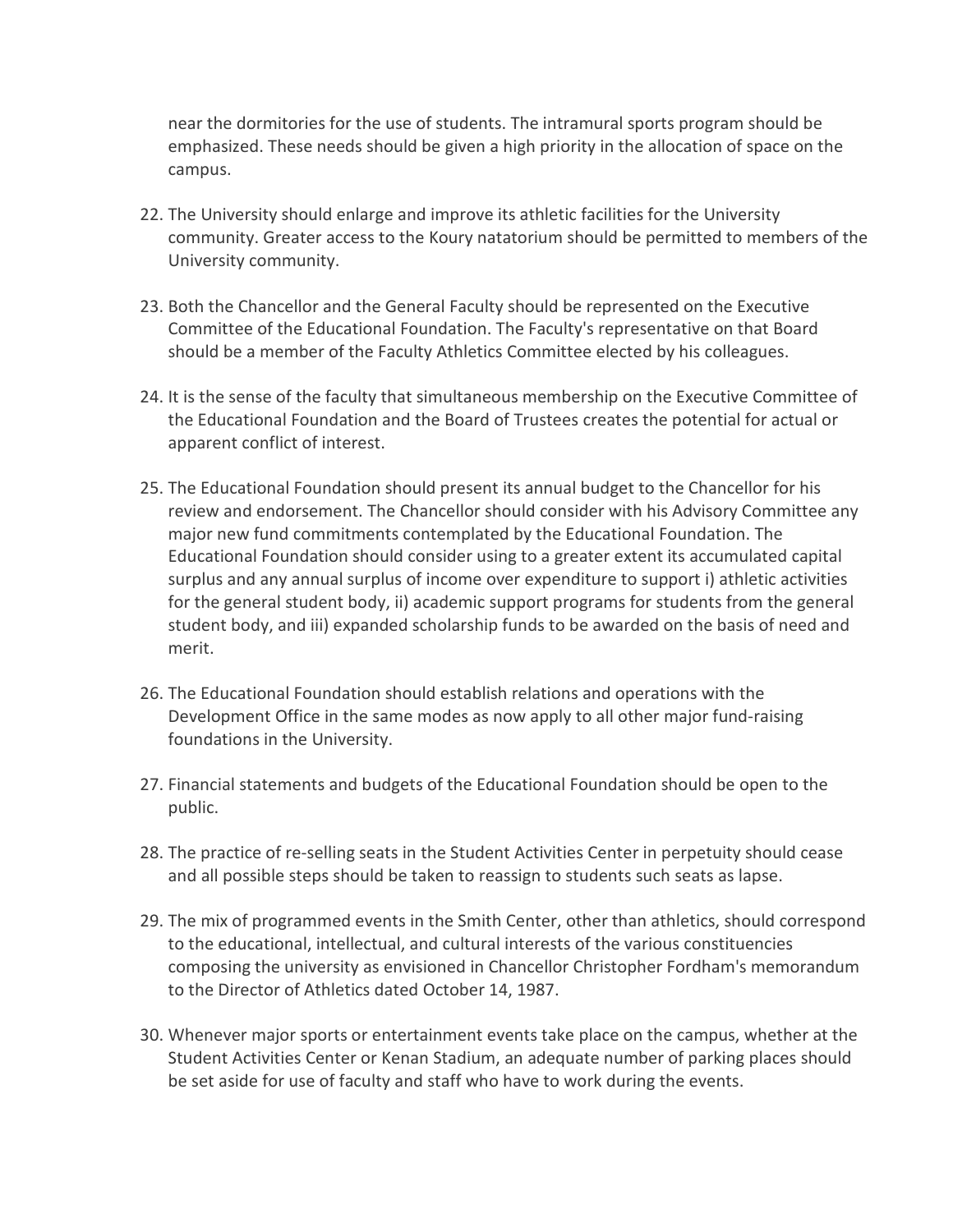near the dormitories for the use of students. The intramural sports program should be emphasized. These needs should be given a high priority in the allocation of space on the campus.

22. The University should enlarge and improve its athletic facilities for the University community. Greater access to the Koury natatorium should be permitted to members of the University community.

23. Both the Chancellor and the General Faculty should be represented on the Executive Committee of the Educational Foundation. The Faculty's representative on that Board should be a member of the Faculty Athletics Committee elected by his colleagues.

24. It is the sense of the faculty that simultaneous membership on the Executive Committee of the Educational Foundation and the Board of Trustees creates the potential for actual or apparent conflict of interest.

25. The Educational Foundation should present its annual budget to the Chancellor for his review and endorsement. The Chancellor should consider with his Advisory Committee any major new fund commitments contemplated by the Educational Foundation. The Educational Foundation should consider using to a greater extent its accumulated capital surplus and any annual surplus of income over expenditure to support i) athletic activities for the general student body, ii) academic support programs for students from the general student body, and iii) expanded scholarship funds to be awarded on the basis of need and merit.

26. The Educational Foundation should establish relations and operations with the Development Office in the same modes as now apply to all other major fund-raising foundations in the University.

27. Financial statements and budgets of the Educational Foundation should be open to the public.

28. The practice of re-selling seats in the Student Activities Center in perpetuity should cease and all possible steps should be taken to reassign to students such seats as lapse.

29. The mix of programmed events in the Smith Center, other than athletics, should correspond to the educational, intellectual, and cultural interests of the various constituencies composing the university as envisioned in Chancellor Christopher Fordham's memorandum to the Director of Athletics dated October 14, 1987.

30. Whenever major sports or entertainment events take place on the campus, whether at the Student Activities Center or Kenan Stadium, an adequate number of parking places should be set aside for use of faculty and staff who have to work during the events.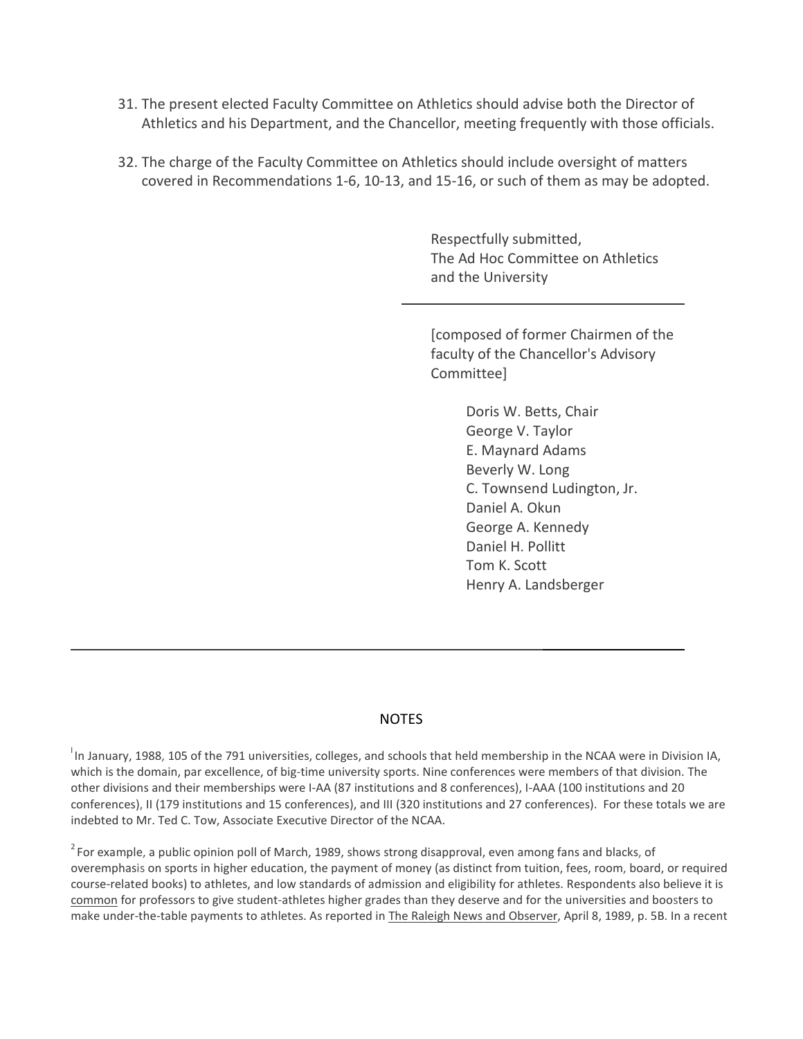31. The present elected Faculty Committee on Athletics should advise both the Director of Athletics and his Department, and the Chancellor, meeting frequently with those officials.

32. The charge of the Faculty Committee on Athletics should include oversight of matters covered in Recommendations 1-6, 10-13, and 15-16, or such of them as may be adopted.

Respectfully submitted,  
The Ad Hoc Committee on Athletics and the University

---

[composed of former Chairmen of the faculty of the Chancellor's Advisory Committee]

Doris W. Betts, Chair  
George V. Taylor  
E. Maynard Adams  
Beverly W. Long  
C. Townsend Ludington, Jr.  
Daniel A. Okun  
George A. Kennedy  
Daniel H. Pollitt  
Tom K. Scott  
Henry A. Landsberger

---

## NOTES

[1] In January, 1988, 105 of the 791 universities, colleges, and schools that held membership in the NCAA were in Division IA, which is the domain, par excellence, of big-time university sports. Nine conferences were members of that division. The other divisions and their memberships were I-AA (87 institutions and 8 conferences), I-AAA (100 institutions and 20 conferences), II (179 institutions and 15 conferences), and III (320 institutions and 27 conferences). For these totals we are indebted to Mr. Ted C. Tow, Associate Executive Director of the NCAA.

[2] For example, a public opinion poll of March, 1989, shows strong disapproval, even among fans and blacks, of overemphasis on sports in higher education, the payment of money (as distinct from tuition, fees, room, board, or required course-related books) to athletes, and low standards of admission and eligibility for athletes. Respondents also believe it is common for professors to give student-athletes higher grades than they deserve and for the universities and boosters to make under-the-table payments to athletes. As reported in The Raleigh News and Observer, April 8, 1989, p. 5B. In a recent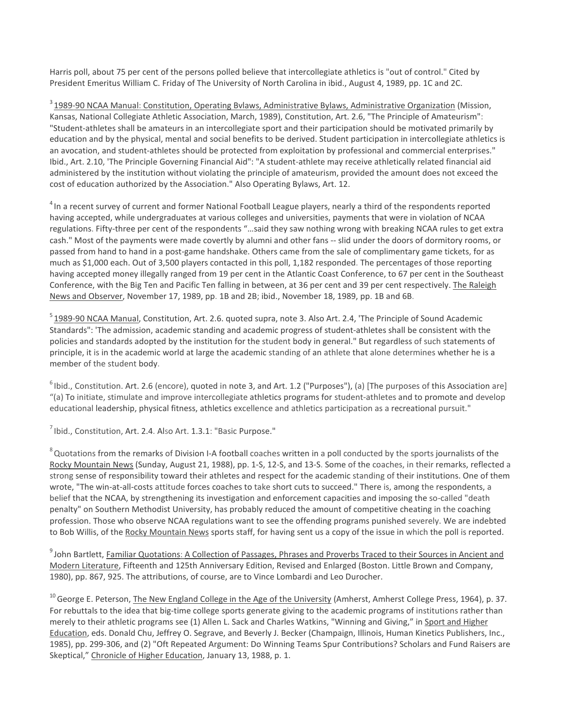Harris poll, about 75 per cent of the persons polled believe that intercollegiate athletics is "out of control." Cited by President Emeritus William C. Friday of The University of North Carolina in ibid., August 4, 1989, pp. 1C and 2C.

[3] 1989-90 NCAA Manual: Constitution, Operating Bvlaws, Administrative Bylaws, Administrative Organization (Mission, Kansas, National Collegiate Athletic Association, March, 1989), Constitution, Art. 2.6, "The Principle of Amateurism": "Student-athletes shall be amateurs in an intercollegiate sport and their participation should be motivated primarily by education and by the physical, mental and social benefits to be derived. Student participation in intercollegiate athletics is an avocation, and student-athletes should be protected from exploitation by professional and commercial enterprises." Ibid., Art. 2.10, 'The Principle Governing Financial Aid": "A student-athlete may receive athletically related financial aid administered by the institution without violating the principle of amateurism, provided the amount does not exceed the cost of education authorized by the Association." Also Operating Bylaws, Art. 12.

[4] In a recent survey of current and former National Football League players, nearly a third of the respondents reported having accepted, while undergraduates at various colleges and universities, payments that were in violation of NCAA regulations. Fifty-three per cent of the respondents "…said they saw nothing wrong with breaking NCAA rules to get extra cash." Most of the payments were made covertly by alumni and other fans -- slid under the doors of dormitory rooms, or passed from hand to hand in a post-game handshake. Others came from the sale of complimentary game tickets, for as much as $1,000 each. Out of 3,500 players contacted in this poll, 1,182 responded. The percentages of those reporting having accepted money illegally ranged from 19 per cent in the Atlantic Coast Conference, to 67 per cent in the Southeast Conference, with the Big Ten and Pacific Ten falling in between, at 36 per cent and 39 per cent respectively. The Raleigh News and Observer, November 17, 1989, pp. 1B and 2B; ibid., November 18, 1989, pp. 1B and 6B.

[5] 1989-90 NCAA Manual, Constitution, Art. 2.6. quoted supra, note 3. Also Art. 2.4, 'The Principle of Sound Academic Standards": 'The admission, academic standing and academic progress of student-athletes shall be consistent with the policies and standards adopted by the institution for the student body in general." But regardless of such statements of principle, it is in the academic world at large the academic standing of an athlete that alone determines whether he is a member of the student body.

[6] Ibid., Constitution. Art. 2.6 (encore), quoted in note 3, and Art. 1.2 ("Purposes"), (a) [The purposes of this Association are] "(a) To initiate, stimulate and improve intercollegiate athletics programs for student-athletes and to promote and develop educational leadership, physical fitness, athletics excellence and athletics participation as a recreational pursuit."

[7] Ibid., Constitution, Art. 2.4. Also Art. 1.3.1: "Basic Purpose."

[8] Quotations from the remarks of Division I-A football coaches written in a poll conducted by the sports journalists of the Rocky Mountain News (Sunday, August 21, 1988), pp. 1-S, 12-S, and 13-S. Some of the coaches, in their remarks, reflected a strong sense of responsibility toward their athletes and respect for the academic standing of their institutions. One of them wrote, "The win-at-all-costs attitude forces coaches to take short cuts to succeed." There is, among the respondents, a belief that the NCAA, by strengthening its investigation and enforcement capacities and imposing the so-called "death penalty" on Southern Methodist University, has probably reduced the amount of competitive cheating in the coaching profession. Those who observe NCAA regulations want to see the offending programs punished severely. We are indebted to Bob Willis, of the Rocky Mountain News sports staff, for having sent us a copy of the issue in which the poll is reported.

[9] John Bartlett, Familiar Quotations: A Collection of Passages, Phrases and Proverbs Traced to their Sources in Ancient and Modern Literature, Fifteenth and 125th Anniversary Edition, Revised and Enlarged (Boston. Little Brown and Company, 1980), pp. 867, 925. The attributions, of course, are to Vince Lombardi and Leo Durocher.

[10] George E. Peterson, The New England College in the Age of the University (Amherst, Amherst College Press, 1964), p. 37. For rebuttals to the idea that big-time college sports generate giving to the academic programs of institutions rather than merely to their athletic programs see (1) Allen L. Sack and Charles Watkins, "Winning and Giving," in Sport and Higher Education, eds. Donald Chu, Jeffrey O. Segrave, and Beverly J. Becker (Champaign, Illinois, Human Kinetics Publishers, Inc., 1985), pp. 299-306, and (2) "Oft Repeated Argument: Do Winning Teams Spur Contributions? Scholars and Fund Raisers are Skeptical," Chronicle of Higher Education, January 13, 1988, p. 1.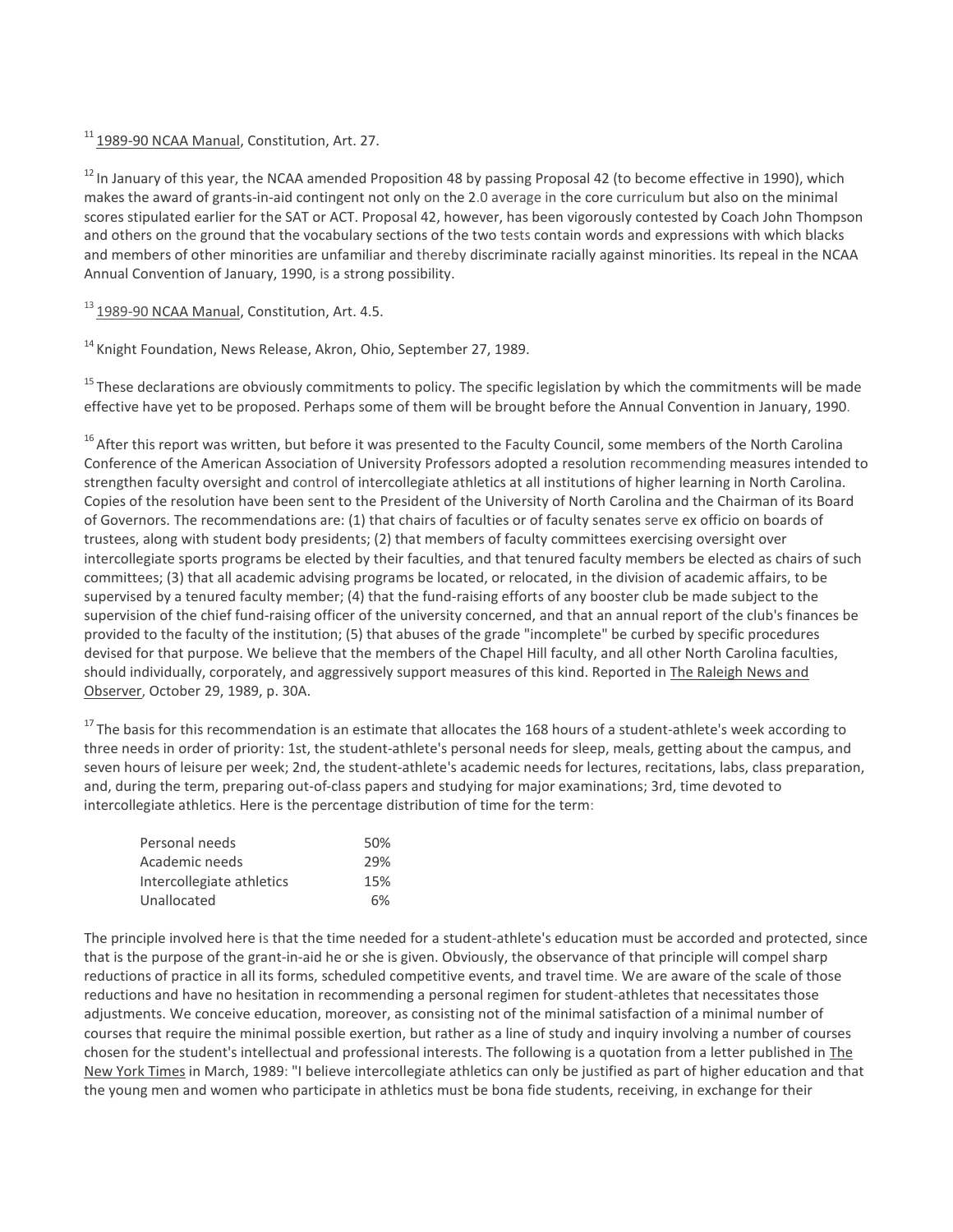[11] 1989-90 NCAA Manual, Constitution, Art. 27.

[12] In January of this year, the NCAA amended Proposition 48 by passing Proposal 42 (to become effective in 1990), which makes the award of grants-in-aid contingent not only on the 2.0 average in the core curriculum but also on the minimal scores stipulated earlier for the SAT or ACT. Proposal 42, however, has been vigorously contested by Coach John Thompson and others on the ground that the vocabulary sections of the two tests contain words and expressions with which blacks and members of other minorities are unfamiliar and thereby discriminate racially against minorities. Its repeal in the NCAA Annual Convention of January, 1990, is a strong possibility.

[13] 1989-90 NCAA Manual, Constitution, Art. 4.5.

[14] Knight Foundation, News Release, Akron, Ohio, September 27, 1989.

[15] These declarations are obviously commitments to policy. The specific legislation by which the commitments will be made effective have yet to be proposed. Perhaps some of them will be brought before the Annual Convention in January, 1990.

[16] After this report was written, but before it was presented to the Faculty Council, some members of the North Carolina Conference of the American Association of University Professors adopted a resolution recommending measures intended to strengthen faculty oversight and control of intercollegiate athletics at all institutions of higher learning in North Carolina. Copies of the resolution have been sent to the President of the University of North Carolina and the Chairman of its Board of Governors. The recommendations are: (1) that chairs of faculties or of faculty senates serve ex officio on boards of trustees, along with student body presidents; (2) that members of faculty committees exercising oversight over intercollegiate sports programs be elected by their faculties, and that tenured faculty members be elected as chairs of such committees; (3) that all academic advising programs be located, or relocated, in the division of academic affairs, to be supervised by a tenured faculty member; (4) that the fund-raising efforts of any booster club be made subject to the supervision of the chief fund-raising officer of the university concerned, and that an annual report of the club's finances be provided to the faculty of the institution; (5) that abuses of the grade "incomplete" be curbed by specific procedures devised for that purpose. We believe that the members of the Chapel Hill faculty, and all other North Carolina faculties, should individually, corporately, and aggressively support measures of this kind. Reported in The Raleigh News and Observer, October 29, 1989, p. 30A.

[17] The basis for this recommendation is an estimate that allocates the 168 hours of a student-athlete's week according to three needs in order of priority: 1st, the student-athlete's personal needs for sleep, meals, getting about the campus, and seven hours of leisure per week; 2nd, the student-athlete's academic needs for lectures, recitations, labs, class preparation, and, during the term, preparing out-of-class papers and studying for major examinations; 3rd, time devoted to intercollegiate athletics. Here is the percentage distribution of time for the term:

| | |
|---|---|
| Personal needs | 50% |
| Academic needs | 29% |
| Intercollegiate athletics | 15% |
| Unallocated | 6% |

The principle involved here is that the time needed for a student-athlete's education must be accorded and protected, since that is the purpose of the grant-in-aid he or she is given. Obviously, the observance of that principle will compel sharp reductions of practice in all its forms, scheduled competitive events, and travel time. We are aware of the scale of those reductions and have no hesitation in recommending a personal regimen for student-athletes that necessitates those adjustments. We conceive education, moreover, as consisting not of the minimal satisfaction of a minimal number of courses that require the minimal possible exertion, but rather as a line of study and inquiry involving a number of courses chosen for the student's intellectual and professional interests. The following is a quotation from a letter published in The New York Times in March, 1989: "I believe intercollegiate athletics can only be justified as part of higher education and that the young men and women who participate in athletics must be bona fide students, receiving, in exchange for their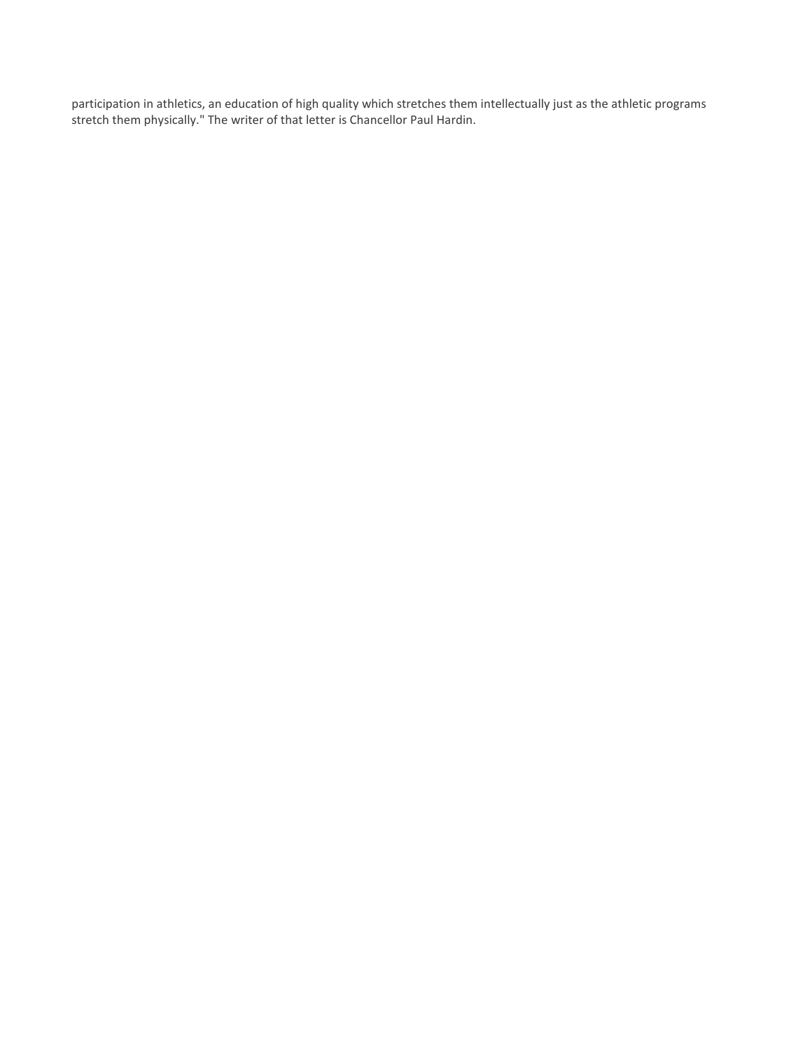participation in athletics, an education of high quality which stretches them intellectually just as the athletic programs stretch them physically." The writer of that letter is Chancellor Paul Hardin.